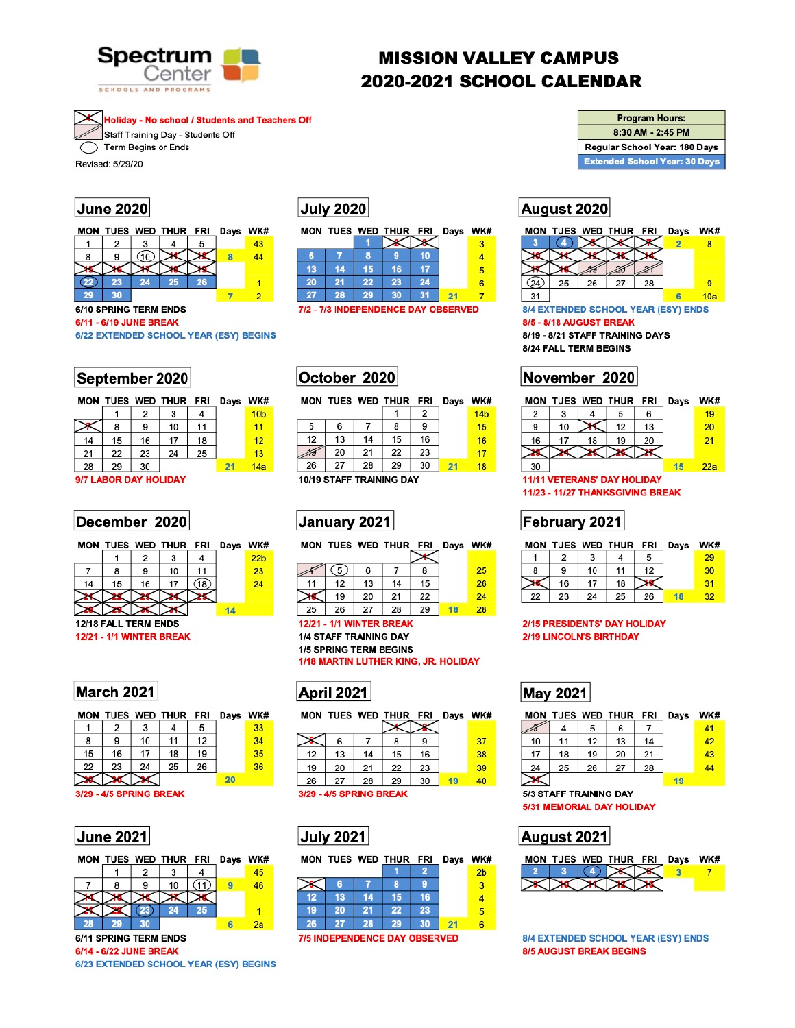# MISSION VALLEY CAMPUS
# 2020-2021 SCHOOL CALENDAR

Spectrum Center
SCHOOLS AND PROGRAMS

- Holiday - No school / Students and Teachers Off
- Staff Training Day - Students Off
- Term Begins or Ends

Revised: 5/29/20

| Program Hours: |
|---|
| 8:30 AM - 2:45 PM |
| Regular School Year: 180 Days |
| Extended School Year: 30 Days |

## June 2020

| MON | TUES | WED | THUR | FRI | Days | WK# |
|---|---|---|---|---|---|---|
| 1 | 2 | 3 | 4 | 5 | | 43 |
| 8 | 9 | 10 | 11 | 12 | 8 | 44 |
| 15 | 16 | 17 | 18 | 19 | | |
| 22 | 23 | 24 | 25 | 26 | | 1 |
| 29 | 30 | | | | 7 | 2 |

6/10 SPRING TERM ENDS
6/11 - 6/19 JUNE BREAK
6/22 EXTENDED SCHOOL YEAR (ESY) BEGINS

## July 2020

| MON | TUES | WED | THUR | FRI | Days | WK# |
|---|---|---|---|---|---|---|
| | | 1 | 2 | 3 | | 3 |
| 6 | 7 | 8 | 9 | 10 | | 4 |
| 13 | 14 | 15 | 16 | 17 | | 5 |
| 20 | 21 | 22 | 23 | 24 | | 6 |
| 27 | 28 | 29 | 30 | 31 | 21 | 7 |

7/2 - 7/3 INDEPENDENCE DAY OBSERVED

## August 2020

| MON | TUES | WED | THUR | FRI | Days | WK# |
|---|---|---|---|---|---|---|
| 3 | 4 | 5 | 6 | 7 | 2 | 8 |
| 10 | 11 | 12 | 13 | 14 | | |
| 17 | 18 | 19 | 20 | 21 | | |
| 24 | 25 | 26 | 27 | 28 | | 9 |
| 31 | | | | | 6 | 10a |

8/4 EXTENDED SCHOOL YEAR (ESY) ENDS
8/5 - 8/18 AUGUST BREAK
8/19 - 8/21 STAFF TRAINING DAYS
8/24 FALL TERM BEGINS

## September 2020

| MON | TUES | WED | THUR | FRI | Days | WK# |
|---|---|---|---|---|---|---|
| | 1 | 2 | 3 | 4 | | 10b |
| 7 | 8 | 9 | 10 | 11 | | 11 |
| 14 | 15 | 16 | 17 | 18 | | 12 |
| 21 | 22 | 23 | 24 | 25 | | 13 |
| 28 | 29 | 30 | | | 21 | 14a |

9/7 LABOR DAY HOLIDAY

## October 2020

| MON | TUES | WED | THUR | FRI | Days | WK# |
|---|---|---|---|---|---|---|
| | | | 1 | 2 | | 14b |
| 5 | 6 | 7 | 8 | 9 | | 15 |
| 12 | 13 | 14 | 15 | 16 | | 16 |
| 19 | 20 | 21 | 22 | 23 | | 17 |
| 26 | 27 | 28 | 29 | 30 | 21 | 18 |

10/19 STAFF TRAINING DAY

## November 2020

| MON | TUES | WED | THUR | FRI | Days | WK# |
|---|---|---|---|---|---|---|
| 2 | 3 | 4 | 5 | 6 | | 19 |
| 9 | 10 | 11 | 12 | 13 | | 20 |
| 16 | 17 | 18 | 19 | 20 | | 21 |
| 23 | 24 | 25 | 26 | 27 | | |
| 30 | | | | | 15 | 22a |

11/11 VETERANS' DAY HOLIDAY
11/23 - 11/27 THANKSGIVING BREAK

## December 2020

| MON | TUES | WED | THUR | FRI | Days | WK# |
|---|---|---|---|---|---|---|
| | 1 | 2 | 3 | 4 | | 22b |
| 7 | 8 | 9 | 10 | 11 | | 23 |
| 14 | 15 | 16 | 17 | 18 | | 24 |
| 21 | 22 | 23 | 24 | 25 | | |
| 28 | 29 | 30 | 31 | | 14 | |

12/18 FALL TERM ENDS
12/21 - 1/1 WINTER BREAK

## January 2021

| MON | TUES | WED | THUR | FRI | Days | WK# |
|---|---|---|---|---|---|---|
| | | | | 1 | | |
| 4 | 5 | 6 | 7 | 8 | | 25 |
| 11 | 12 | 13 | 14 | 15 | | 26 |
| 18 | 19 | 20 | 21 | 22 | | 24 |
| 25 | 26 | 27 | 28 | 29 | 18 | 28 |

12/21 - 1/1 WINTER BREAK
1/4 STAFF TRAINING DAY
1/5 SPRING TERM BEGINS
1/18 MARTIN LUTHER KING, JR. HOLIDAY

## February 2021

| MON | TUES | WED | THUR | FRI | Days | WK# |
|---|---|---|---|---|---|---|
| 1 | 2 | 3 | 4 | 5 | | 29 |
| 8 | 9 | 10 | 11 | 12 | | 30 |
| 15 | 16 | 17 | 18 | 19 | | 31 |
| 22 | 23 | 24 | 25 | 26 | 18 | 32 |

2/15 PRESIDENTS' DAY HOLIDAY
2/19 LINCOLN'S BIRTHDAY

## March 2021

| MON | TUES | WED | THUR | FRI | Days | WK# |
|---|---|---|---|---|---|---|
| 1 | 2 | 3 | 4 | 5 | | 33 |
| 8 | 9 | 10 | 11 | 12 | | 34 |
| 15 | 16 | 17 | 18 | 19 | | 35 |
| 22 | 23 | 24 | 25 | 26 | | 36 |
| 29 | 30 | 31 | | | 20 | |

3/29 - 4/5 SPRING BREAK

## April 2021

| MON | TUES | WED | THUR | FRI | Days | WK# |
|---|---|---|---|---|---|---|
| | | | 1 | 2 | | |
| 5 | 6 | 7 | 8 | 9 | | 37 |
| 12 | 13 | 14 | 15 | 16 | | 38 |
| 19 | 20 | 21 | 22 | 23 | | 39 |
| 26 | 27 | 28 | 29 | 30 | 19 | 40 |

3/29 - 4/5 SPRING BREAK

## May 2021

| MON | TUES | WED | THUR | FRI | Days | WK# |
|---|---|---|---|---|---|---|
| 3 | 4 | 5 | 6 | 7 | | 41 |
| 10 | 11 | 12 | 13 | 14 | | 42 |
| 17 | 18 | 19 | 20 | 21 | | 43 |
| 24 | 25 | 26 | 27 | 28 | | 44 |
| 31 | | | | | 19 | |

5/3 STAFF TRAINING DAY
5/31 MEMORIAL DAY HOLIDAY

## June 2021

| MON | TUES | WED | THUR | FRI | Days | WK# |
|---|---|---|---|---|---|---|
| | 1 | 2 | 3 | 4 | | 45 |
| 7 | 8 | 9 | 10 | 11 | 9 | 46 |
| 14 | 15 | 16 | 17 | 18 | | |
| 21 | 22 | 23 | 24 | 25 | | 1 |
| 28 | 29 | 30 | | | 6 | 2a |

6/11 SPRING TERM ENDS
6/14 - 6/22 JUNE BREAK
6/23 EXTENDED SCHOOL YEAR (ESY) BEGINS

## July 2021

| MON | TUES | WED | THUR | FRI | Days | WK# |
|---|---|---|---|---|---|---|
| | | | 1 | 2 | | 2b |
| 5 | 6 | 7 | 8 | 9 | | 3 |
| 12 | 13 | 14 | 15 | 16 | | 4 |
| 19 | 20 | 21 | 22 | 23 | | 5 |
| 26 | 27 | 28 | 29 | 30 | 21 | 6 |

7/5 INDEPENDENCE DAY OBSERVED

## August 2021

| MON | TUES | WED | THUR | FRI | Days | WK# |
|---|---|---|---|---|---|---|
| 2 | 3 | 4 | 5 | 6 | 3 | 7 |
| 9 | 10 | 11 | 12 | 13 | | |

8/4 EXTENDED SCHOOL YEAR (ESY) ENDS
8/5 AUGUST BREAK BEGINS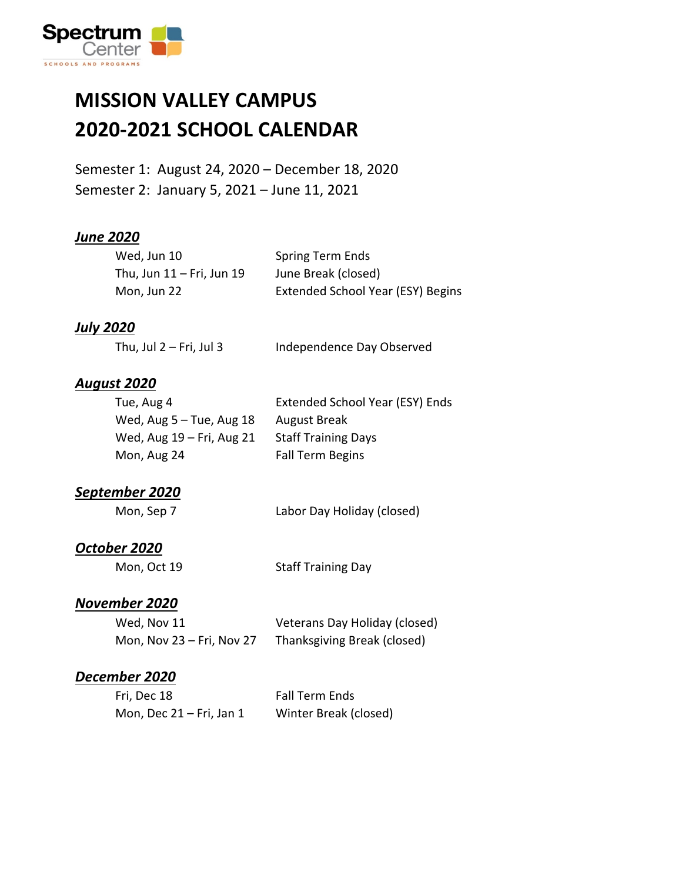Spectrum Center
SCHOOLS AND PROGRAMS

# MISSION VALLEY CAMPUS
# 2020-2021 SCHOOL CALENDAR

Semester 1: August 24, 2020 – December 18, 2020
Semester 2: January 5, 2021 – June 11, 2021

### ***June 2020***

| | |
|---|---|
| Wed, Jun 10 | Spring Term Ends |
| Thu, Jun 11 – Fri, Jun 19 | June Break (closed) |
| Mon, Jun 22 | Extended School Year (ESY) Begins |

### ***July 2020***

| | |
|---|---|
| Thu, Jul 2 – Fri, Jul 3 | Independence Day Observed |

### ***August 2020***

| | |
|---|---|
| Tue, Aug 4 | Extended School Year (ESY) Ends |
| Wed, Aug 5 – Tue, Aug 18 | August Break |
| Wed, Aug 19 – Fri, Aug 21 | Staff Training Days |
| Mon, Aug 24 | Fall Term Begins |

### ***September 2020***

| | |
|---|---|
| Mon, Sep 7 | Labor Day Holiday (closed) |

### ***October 2020***

| | |
|---|---|
| Mon, Oct 19 | Staff Training Day |

### ***November 2020***

| | |
|---|---|
| Wed, Nov 11 | Veterans Day Holiday (closed) |
| Mon, Nov 23 – Fri, Nov 27 | Thanksgiving Break (closed) |

### ***December 2020***

| | |
|---|---|
| Fri, Dec 18 | Fall Term Ends |
| Mon, Dec 21 – Fri, Jan 1 | Winter Break (closed) |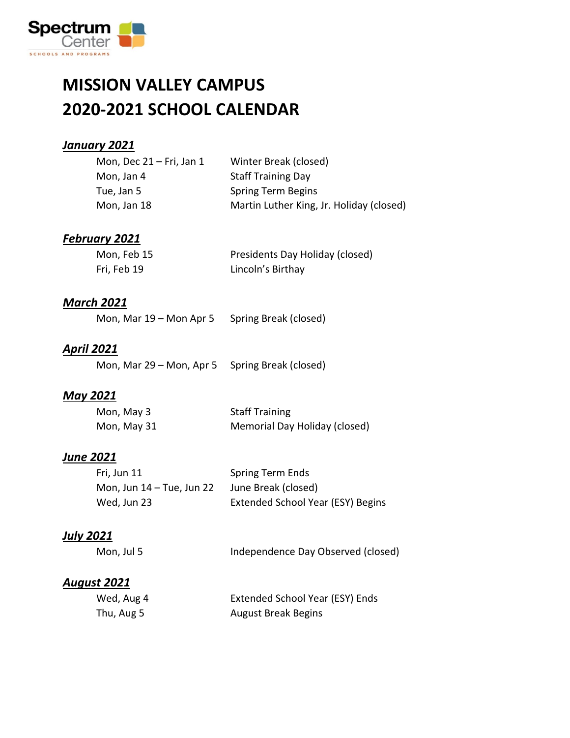# MISSION VALLEY CAMPUS
# 2020-2021 SCHOOL CALENDAR

### ***January 2021***

| | |
|---|---|
| Mon, Dec 21 – Fri, Jan 1 | Winter Break (closed) |
| Mon, Jan 4 | Staff Training Day |
| Tue, Jan 5 | Spring Term Begins |
| Mon, Jan 18 | Martin Luther King, Jr. Holiday (closed) |

### ***February 2021***

| | |
|---|---|
| Mon, Feb 15 | Presidents Day Holiday (closed) |
| Fri, Feb 19 | Lincoln's Birthay |

### ***March 2021***

| | |
|---|---|
| Mon, Mar 19 – Mon Apr 5 | Spring Break (closed) |

### ***April 2021***

| | |
|---|---|
| Mon, Mar 29 – Mon, Apr 5 | Spring Break (closed) |

### ***May 2021***

| | |
|---|---|
| Mon, May 3 | Staff Training |
| Mon, May 31 | Memorial Day Holiday (closed) |

### ***June 2021***

| | |
|---|---|
| Fri, Jun 11 | Spring Term Ends |
| Mon, Jun 14 – Tue, Jun 22 | June Break (closed) |
| Wed, Jun 23 | Extended School Year (ESY) Begins |

### ***July 2021***

| | |
|---|---|
| Mon, Jul 5 | Independence Day Observed (closed) |

### ***August 2021***

| | |
|---|---|
| Wed, Aug 4 | Extended School Year (ESY) Ends |
| Thu, Aug 5 | August Break Begins |